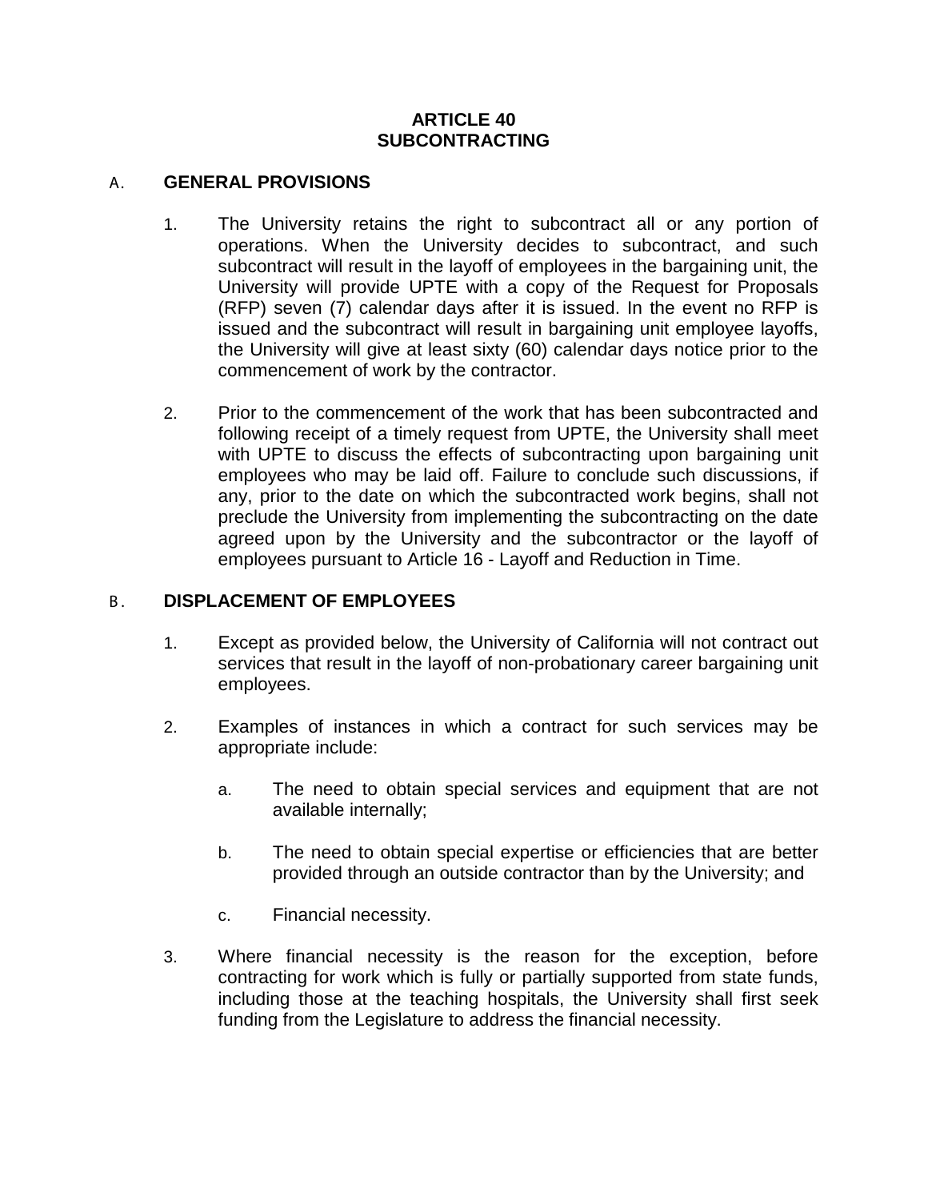# ARTICLE 40
# SUBCONTRACTING

## A. GENERAL PROVISIONS

1. The University retains the right to subcontract all or any portion of operations. When the University decides to subcontract, and such subcontract will result in the layoff of employees in the bargaining unit, the University will provide UPTE with a copy of the Request for Proposals (RFP) seven (7) calendar days after it is issued. In the event no RFP is issued and the subcontract will result in bargaining unit employee layoffs, the University will give at least sixty (60) calendar days notice prior to the commencement of work by the contractor.

2. Prior to the commencement of the work that has been subcontracted and following receipt of a timely request from UPTE, the University shall meet with UPTE to discuss the effects of subcontracting upon bargaining unit employees who may be laid off. Failure to conclude such discussions, if any, prior to the date on which the subcontracted work begins, shall not preclude the University from implementing the subcontracting on the date agreed upon by the University and the subcontractor or the layoff of employees pursuant to Article 16 - Layoff and Reduction in Time.

## B. DISPLACEMENT OF EMPLOYEES

1. Except as provided below, the University of California will not contract out services that result in the layoff of non-probationary career bargaining unit employees.

2. Examples of instances in which a contract for such services may be appropriate include:

   a. The need to obtain special services and equipment that are not available internally;

   b. The need to obtain special expertise or efficiencies that are better provided through an outside contractor than by the University; and

   c. Financial necessity.

3. Where financial necessity is the reason for the exception, before contracting for work which is fully or partially supported from state funds, including those at the teaching hospitals, the University shall first seek funding from the Legislature to address the financial necessity.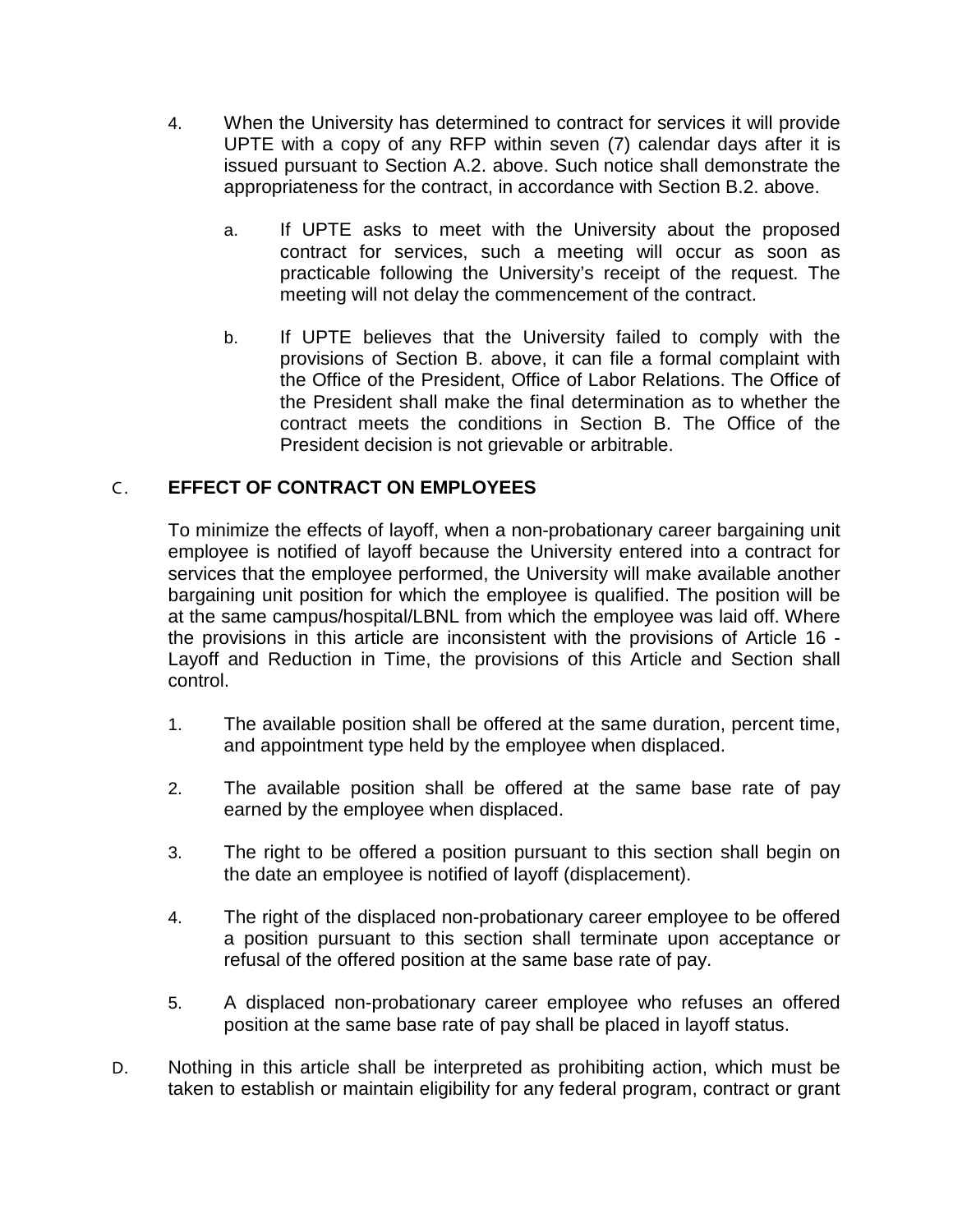4. When the University has determined to contract for services it will provide UPTE with a copy of any RFP within seven (7) calendar days after it is issued pursuant to Section A.2. above. Such notice shall demonstrate the appropriateness for the contract, in accordance with Section B.2. above.

   a. If UPTE asks to meet with the University about the proposed contract for services, such a meeting will occur as soon as practicable following the University's receipt of the request. The meeting will not delay the commencement of the contract.

   b. If UPTE believes that the University failed to comply with the provisions of Section B. above, it can file a formal complaint with the Office of the President, Office of Labor Relations. The Office of the President shall make the final determination as to whether the contract meets the conditions in Section B. The Office of the President decision is not grievable or arbitrable.

C. **EFFECT OF CONTRACT ON EMPLOYEES**

To minimize the effects of layoff, when a non-probationary career bargaining unit employee is notified of layoff because the University entered into a contract for services that the employee performed, the University will make available another bargaining unit position for which the employee is qualified. The position will be at the same campus/hospital/LBNL from which the employee was laid off. Where the provisions in this article are inconsistent with the provisions of Article 16 - Layoff and Reduction in Time, the provisions of this Article and Section shall control.

1. The available position shall be offered at the same duration, percent time, and appointment type held by the employee when displaced.

2. The available position shall be offered at the same base rate of pay earned by the employee when displaced.

3. The right to be offered a position pursuant to this section shall begin on the date an employee is notified of layoff (displacement).

4. The right of the displaced non-probationary career employee to be offered a position pursuant to this section shall terminate upon acceptance or refusal of the offered position at the same base rate of pay.

5. A displaced non-probationary career employee who refuses an offered position at the same base rate of pay shall be placed in layoff status.

D. Nothing in this article shall be interpreted as prohibiting action, which must be taken to establish or maintain eligibility for any federal program, contract or grant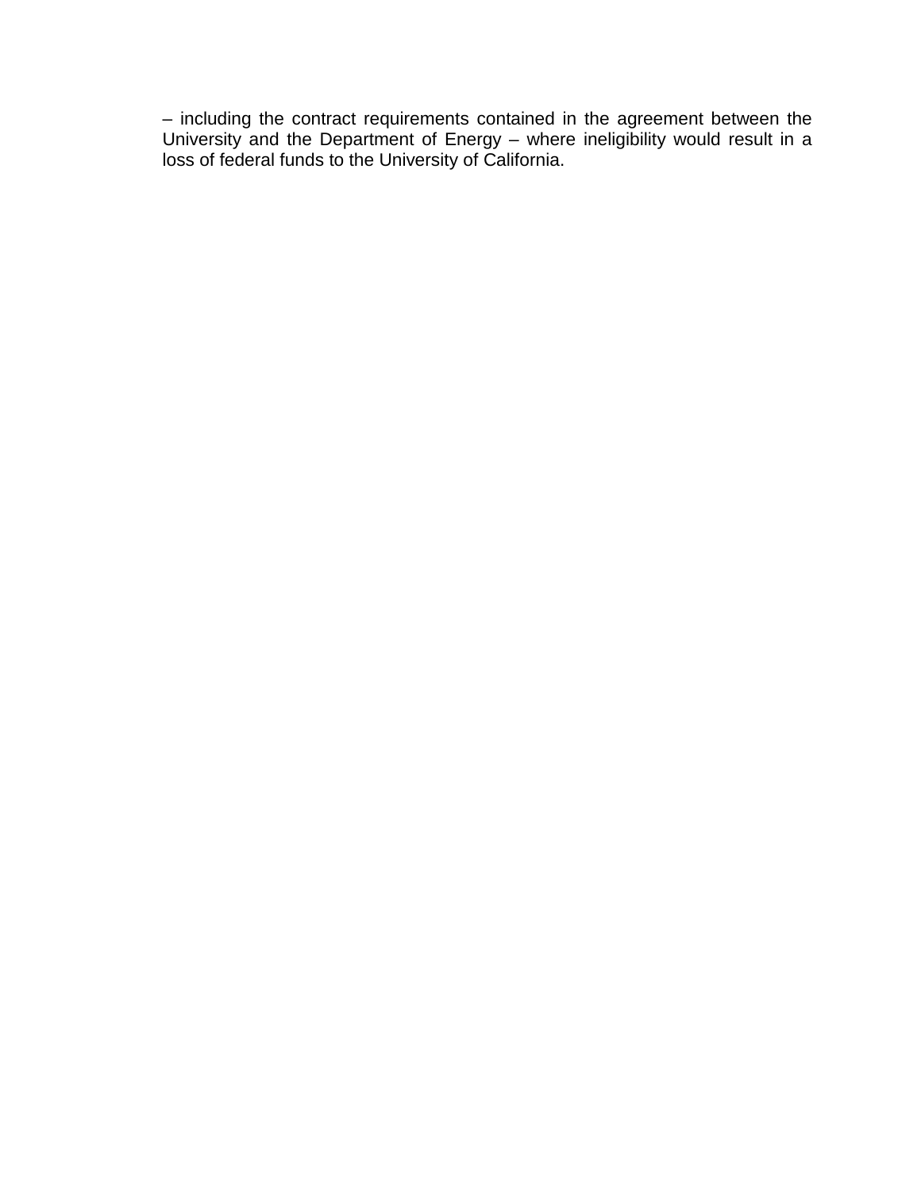– including the contract requirements contained in the agreement between the University and the Department of Energy – where ineligibility would result in a loss of federal funds to the University of California.